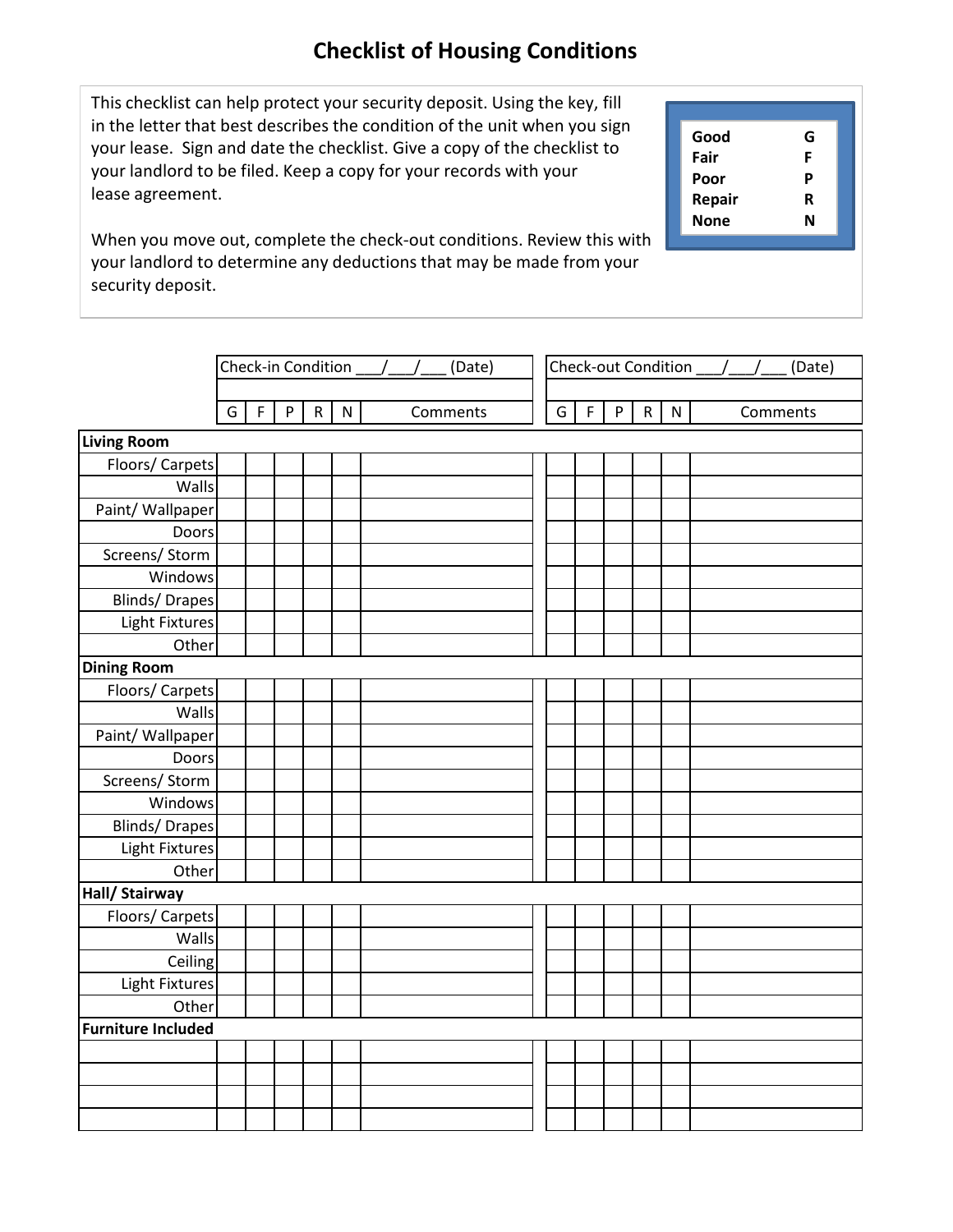# Checklist of Housing Conditions

This checklist can help protect your security deposit. Using the key, fill in the letter that best describes the condition of the unit when you sign your lease. Sign and date the checklist. Give a copy of the checklist to your landlord to be filed. Keep a copy for your records with your lease agreement.

When you move out, complete the check-out conditions. Review this with your landlord to determine any deductions that may be made from your security deposit.

| | |
|---|---|
| **Good** | **G** |
| **Fair** | **F** |
| **Poor** | **P** |
| **Repair** | **R** |
| **None** | **N** |

| | Check-in Condition ___/___/___ (Date) | | | | | | Check-out Condition ___/___/___ (Date) | | | | | |
|---|---|---|---|---|---|---|---|---|---|---|---|---|
| | G | F | P | R | N | Comments | G | F | P | R | N | Comments |
| **Living Room** | | | | | | | | | | | | |
| Floors/ Carpets | | | | | | | | | | | | |
| Walls | | | | | | | | | | | | |
| Paint/ Wallpaper | | | | | | | | | | | | |
| Doors | | | | | | | | | | | | |
| Screens/ Storm | | | | | | | | | | | | |
| Windows | | | | | | | | | | | | |
| Blinds/ Drapes | | | | | | | | | | | | |
| Light Fixtures | | | | | | | | | | | | |
| Other | | | | | | | | | | | | |
| **Dining Room** | | | | | | | | | | | | |
| Floors/ Carpets | | | | | | | | | | | | |
| Walls | | | | | | | | | | | | |
| Paint/ Wallpaper | | | | | | | | | | | | |
| Doors | | | | | | | | | | | | |
| Screens/ Storm | | | | | | | | | | | | |
| Windows | | | | | | | | | | | | |
| Blinds/ Drapes | | | | | | | | | | | | |
| Light Fixtures | | | | | | | | | | | | |
| Other | | | | | | | | | | | | |
| **Hall/ Stairway** | | | | | | | | | | | | |
| Floors/ Carpets | | | | | | | | | | | | |
| Walls | | | | | | | | | | | | |
| Ceiling | | | | | | | | | | | | |
| Light Fixtures | | | | | | | | | | | | |
| Other | | | | | | | | | | | | |
| **Furniture Included** | | | | | | | | | | | | |
| | | | | | | | | | | | | |
| | | | | | | | | | | | | |
| | | | | | | | | | | | | |
| | | | | | | | | | | | | |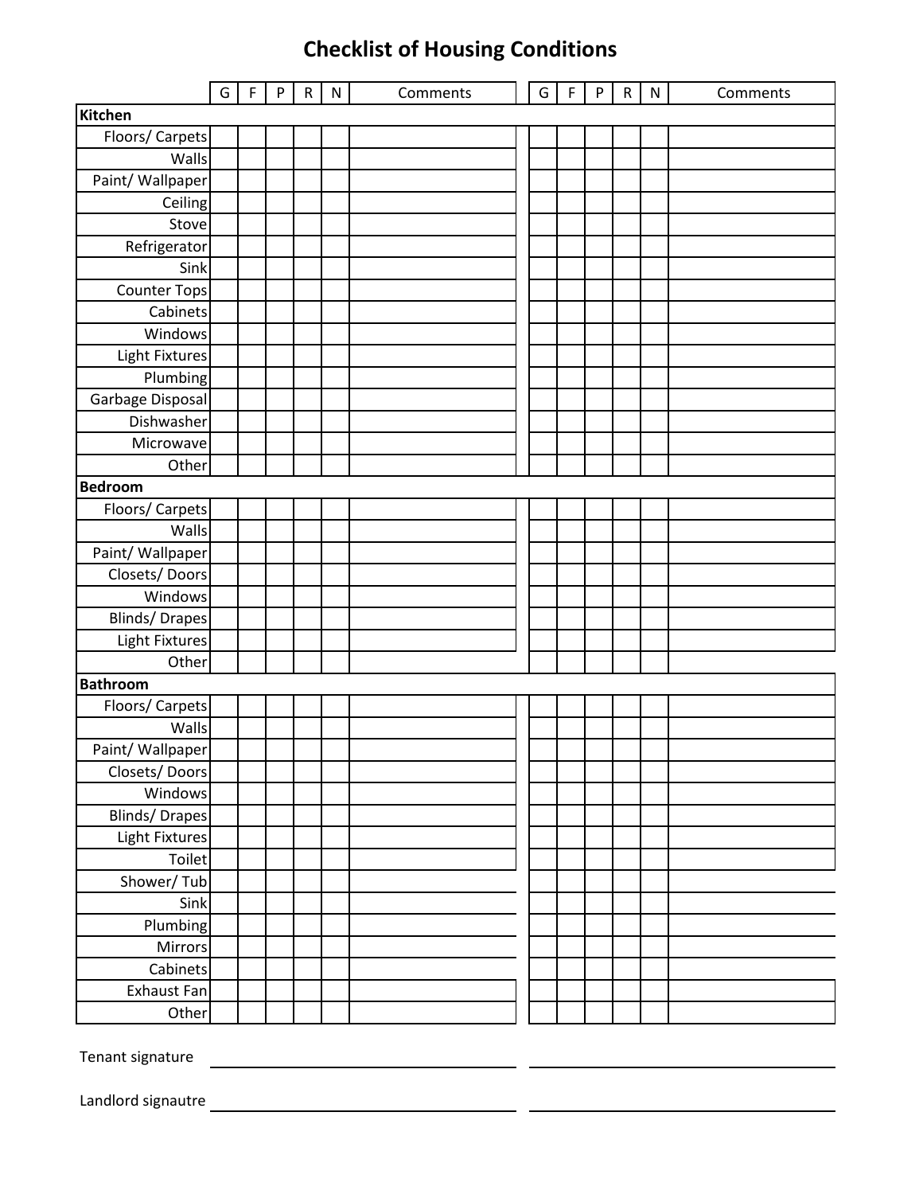# Checklist of Housing Conditions

| | G | F | P | R | N | Comments | G | F | P | R | N | Comments |
|---|---|---|---|---|---|---|---|---|---|---|---|---|
| **Kitchen** | | | | | | | | | | | | |
| Floors/ Carpets | | | | | | | | | | | | |
| Walls | | | | | | | | | | | | |
| Paint/ Wallpaper | | | | | | | | | | | | |
| Ceiling | | | | | | | | | | | | |
| Stove | | | | | | | | | | | | |
| Refrigerator | | | | | | | | | | | | |
| Sink | | | | | | | | | | | | |
| Counter Tops | | | | | | | | | | | | |
| Cabinets | | | | | | | | | | | | |
| Windows | | | | | | | | | | | | |
| Light Fixtures | | | | | | | | | | | | |
| Plumbing | | | | | | | | | | | | |
| Garbage Disposal | | | | | | | | | | | | |
| Dishwasher | | | | | | | | | | | | |
| Microwave | | | | | | | | | | | | |
| Other | | | | | | | | | | | | |
| **Bedroom** | | | | | | | | | | | | |
| Floors/ Carpets | | | | | | | | | | | | |
| Walls | | | | | | | | | | | | |
| Paint/ Wallpaper | | | | | | | | | | | | |
| Closets/ Doors | | | | | | | | | | | | |
| Windows | | | | | | | | | | | | |
| Blinds/ Drapes | | | | | | | | | | | | |
| Light Fixtures | | | | | | | | | | | | |
| Other | | | | | | | | | | | | |
| **Bathroom** | | | | | | | | | | | | |
| Floors/ Carpets | | | | | | | | | | | | |
| Walls | | | | | | | | | | | | |
| Paint/ Wallpaper | | | | | | | | | | | | |
| Closets/ Doors | | | | | | | | | | | | |
| Windows | | | | | | | | | | | | |
| Blinds/ Drapes | | | | | | | | | | | | |
| Light Fixtures | | | | | | | | | | | | |
| Toilet | | | | | | | | | | | | |
| Shower/ Tub | | | | | | | | | | | | |
| Sink | | | | | | | | | | | | |
| Plumbing | | | | | | | | | | | | |
| Mirrors | | | | | | | | | | | | |
| Cabinets | | | | | | | | | | | | |
| Exhaust Fan | | | | | | | | | | | | |
| Other | | | | | | | | | | | | |

Tenant signature ______________________ ______________________

Landlord signautre ______________________ ______________________